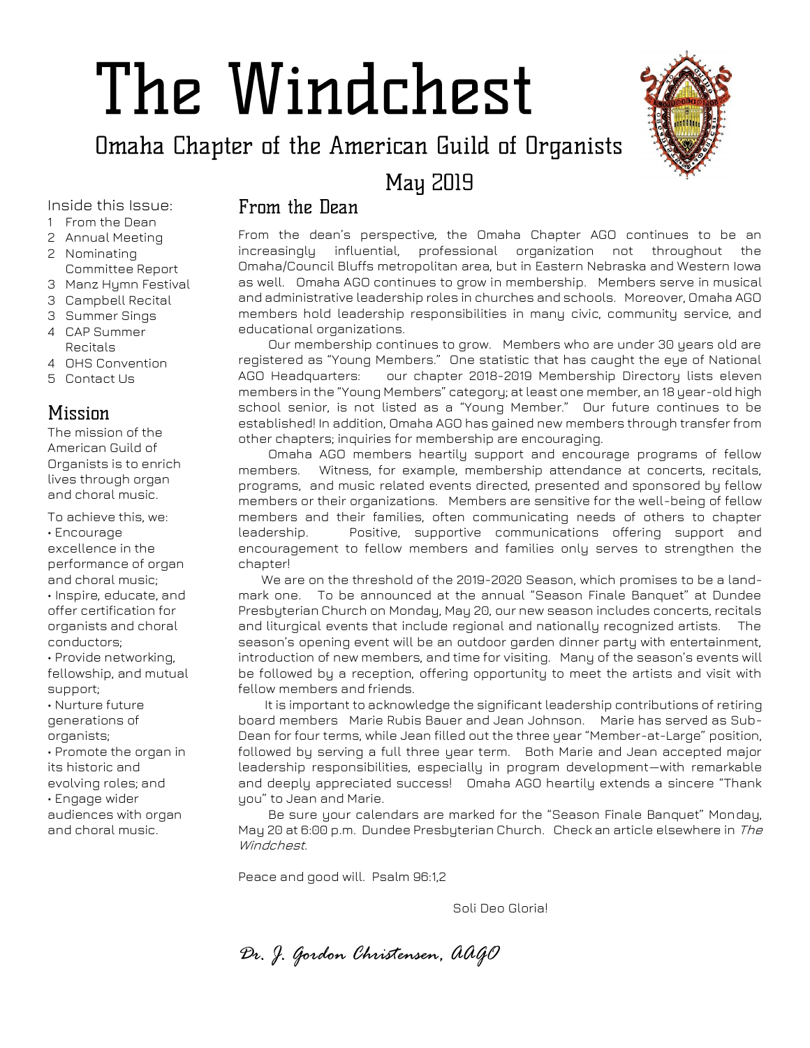# The Windchest

## Omaha Chapter of the American Guild of Organists

May 2019

Inside this Issue:

1 From the Dean
2 Annual Meeting
2 Nominating Committee Report
3 Manz Hymn Festival
3 Campbell Recital
3 Summer Sings
4 CAP Summer Recitals
4 OHS Convention
5 Contact Us

## Mission

The mission of the American Guild of Organists is to enrich lives through organ and choral music.

To achieve this, we:

- Encourage excellence in the performance of organ and choral music;
- Inspire, educate, and offer certification for organists and choral conductors;
- Provide networking, fellowship, and mutual support;
- Nurture future generations of organists;
- Promote the organ in its historic and evolving roles; and
- Engage wider audiences with organ and choral music.

## From the Dean

From the dean's perspective, the Omaha Chapter AGO continues to be an increasingly influential, professional organization not throughout the Omaha/Council Bluffs metropolitan area, but in Eastern Nebraska and Western Iowa as well. Omaha AGO continues to grow in membership. Members serve in musical and administrative leadership roles in churches and schools. Moreover, Omaha AGO members hold leadership responsibilities in many civic, community service, and educational organizations.

Our membership continues to grow. Members who are under 30 years old are registered as "Young Members." One statistic that has caught the eye of National AGO Headquarters: our chapter 2018-2019 Membership Directory lists eleven members in the "Young Members" category; at least one member, an 18 year-old high school senior, is not listed as a "Young Member." Our future continues to be established! In addition, Omaha AGO has gained new members through transfer from other chapters; inquiries for membership are encouraging.

Omaha AGO members heartily support and encourage programs of fellow members. Witness, for example, membership attendance at concerts, recitals, programs, and music related events directed, presented and sponsored by fellow members or their organizations. Members are sensitive for the well-being of fellow members and their families, often communicating needs of others to chapter leadership. Positive, supportive communications offering support and encouragement to fellow members and families only serves to strengthen the chapter!

We are on the threshold of the 2019-2020 Season, which promises to be a land-mark one. To be announced at the annual "Season Finale Banquet" at Dundee Presbyterian Church on Monday, May 20, our new season includes concerts, recitals and liturgical events that include regional and nationally recognized artists. The season's opening event will be an outdoor garden dinner party with entertainment, introduction of new members, and time for visiting. Many of the season's events will be followed by a reception, offering opportunity to meet the artists and visit with fellow members and friends.

It is important to acknowledge the significant leadership contributions of retiring board members Marie Rubis Bauer and Jean Johnson. Marie has served as Sub-Dean for four terms, while Jean filled out the three year "Member-at-Large" position, followed by serving a full three year term. Both Marie and Jean accepted major leadership responsibilities, especially in program development—with remarkable and deeply appreciated success! Omaha AGO heartily extends a sincere "Thank you" to Jean and Marie.

Be sure your calendars are marked for the "Season Finale Banquet" Monday, May 20 at 6:00 p.m. Dundee Presbyterian Church. Check an article elsewhere in *The Windchest*.

Peace and good will. Psalm 96:1,2

Soli Deo Gloria!

*Dr. J. Gordon Christensen, AAGO*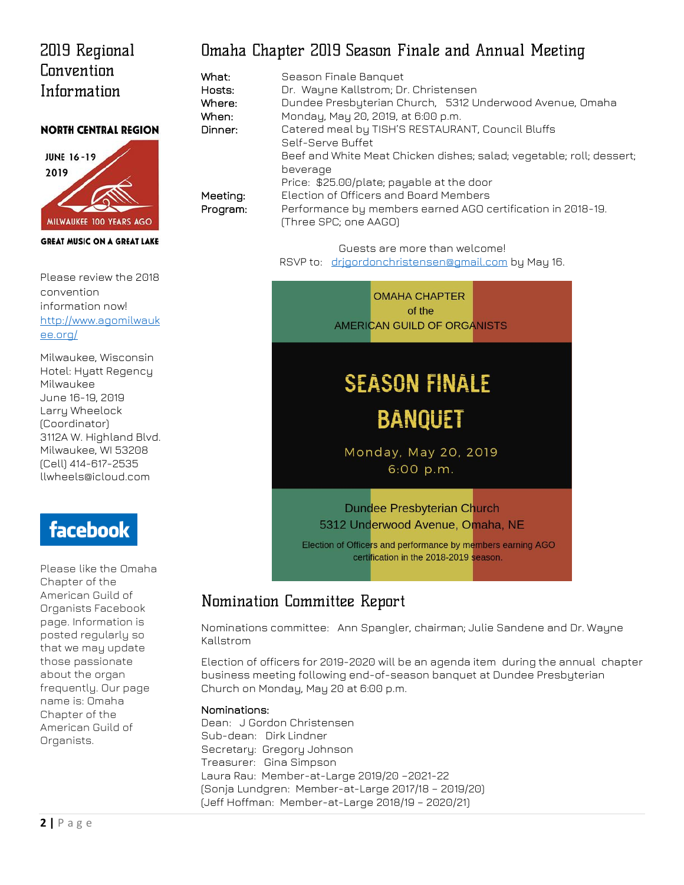## 2019 Regional Convention Information

**NORTH CENTRAL REGION**

JUNE 16-19 2019

MILWAUKEE 100 YEARS AGO

**GREAT MUSIC ON A GREAT LAKE**

Please review the 2018 convention information now! http://www.agomilwaukee.org/

Milwaukee, Wisconsin
Hotel: Hyatt Regency Milwaukee
June 16-19, 2019
Larry Wheelock (Coordinator)
3112A W. Highland Blvd.
Milwaukee, WI 53208
(Cell) 414-617-2535
llwheels@icloud.com

**facebook**

Please like the Omaha Chapter of the American Guild of Organists Facebook page. Information is posted regularly so that we may update those passionate about the organ frequently. Our page name is: Omaha Chapter of the American Guild of Organists.

## Omaha Chapter 2019 Season Finale and Annual Meeting

**What:** Season Finale Banquet
**Hosts:** Dr. Wayne Kallstrom; Dr. Christensen
**Where:** Dundee Presbyterian Church, 5312 Underwood Avenue, Omaha
**When:** Monday, May 20, 2019, at 6:00 p.m.
**Dinner:** Catered meal by TISH'S RESTAURANT, Council Bluffs
Self-Serve Buffet
Beef and White Meat Chicken dishes; salad; vegetable; roll; dessert; beverage
Price: $25.00/plate; payable at the door
**Meeting:** Election of Officers and Board Members
**Program:** Performance by members earned AGO certification in 2018-19. (Three SPC; one AAGO)

Guests are more than welcome!
RSVP to: drjgordonchristensen@gmail.com by May 16.

OMAHA CHAPTER
of the
AMERICAN GUILD OF ORGANISTS

**SEASON FINALE BANQUET**

Monday, May 20, 2019
6:00 p.m.

Dundee Presbyterian Church
5312 Underwood Avenue, Omaha, NE

Election of Officers and performance by members earning AGO certification in the 2018-2019 season.

## Nomination Committee Report

Nominations committee: Ann Spangler, chairman; Julie Sandene and Dr. Wayne Kallstrom

Election of officers for 2019-2020 will be an agenda item during the annual chapter business meeting following end-of-season banquet at Dundee Presbyterian Church on Monday, May 20 at 6:00 p.m.

**Nominations:**
Dean: J Gordon Christensen
Sub-dean: Dirk Lindner
Secretary: Gregory Johnson
Treasurer: Gina Simpson
Laura Rau: Member-at-Large 2019/20 –2021-22
(Sonja Lundgren: Member-at-Large 2017/18 – 2019/20)
(Jeff Hoffman: Member-at-Large 2018/19 – 2020/21)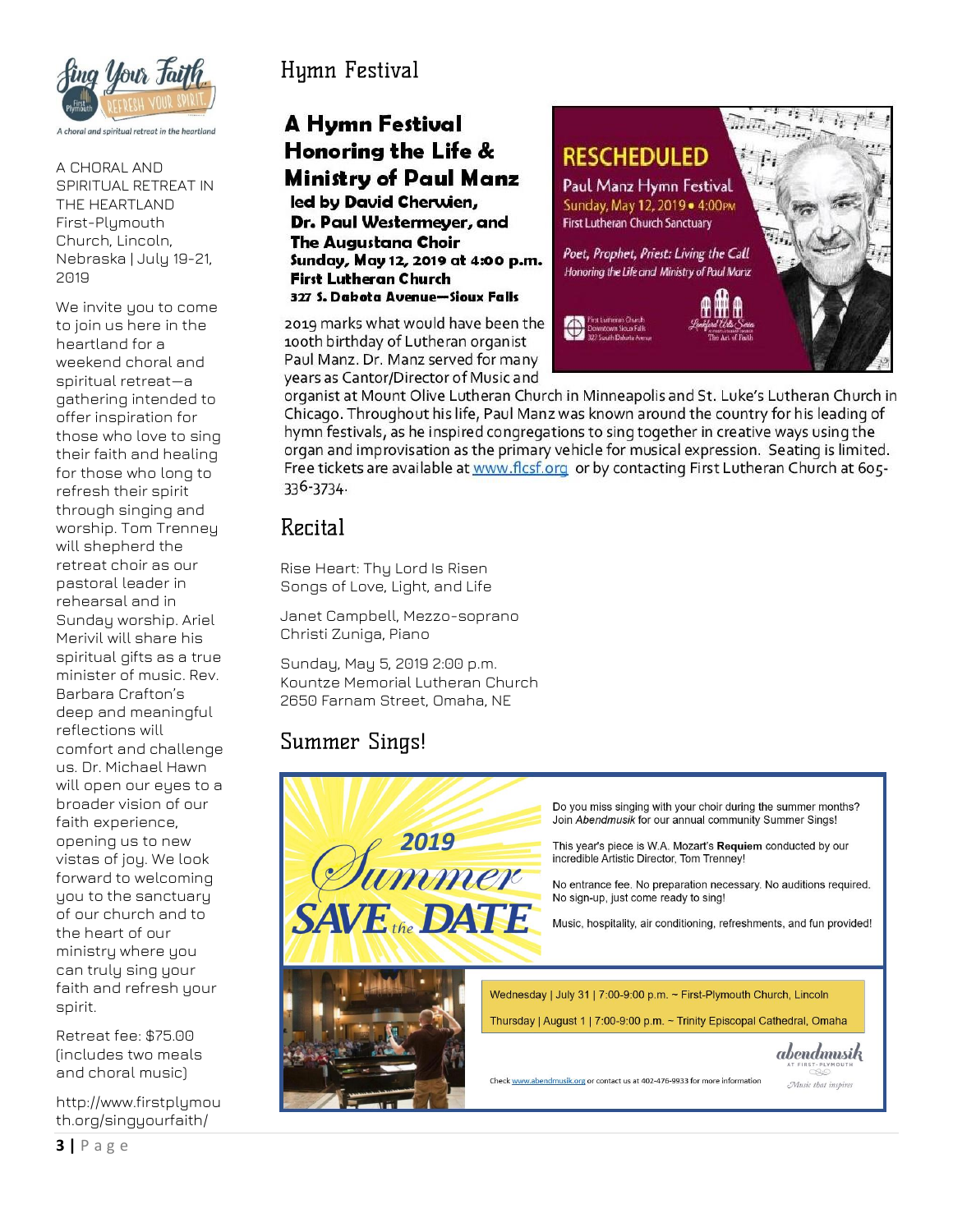Sing Your Faith. First Plymouth REFRESH YOUR SPIRIT.

*A choral and spiritual retreat in the heartland*

A CHORAL AND SPIRITUAL RETREAT IN THE HEARTLAND First-Plymouth Church, Lincoln, Nebraska | July 19-21, 2019

We invite you to come to join us here in the heartland for a weekend choral and spiritual retreat—a gathering intended to offer inspiration for those who love to sing their faith and healing for those who long to refresh their spirit through singing and worship. Tom Trenney will shepherd the retreat choir as our pastoral leader in rehearsal and in Sunday worship. Ariel Merivil will share his spiritual gifts as a true minister of music. Rev. Barbara Crafton's deep and meaningful reflections will comfort and challenge us. Dr. Michael Hawn will open our eyes to a broader vision of our faith experience, opening us to new vistas of joy. We look forward to welcoming you to the sanctuary of our church and to the heart of our ministry where you can truly sing your faith and refresh your spirit.

Retreat fee: $75.00 (includes two meals and choral music)

http://www.firstplymouth.org/singyourfaith/

# Hymn Festival

## A Hymn Festival Honoring the Life & Ministry of Paul Manz

**led by David Cherwien, Dr. Paul Westermeyer, and The Augustana Choir**
**Sunday, May 12, 2019 at 4:00 p.m.**
**First Lutheran Church**
**327 S. Dakota Avenue—Sioux Falls**

RESCHEDULED
Paul Manz Hymn Festival
Sunday, May 12, 2019 • 4:00PM
First Lutheran Church Sanctuary
*Poet, Prophet, Priest: Living the Call*
*Honoring the Life and Ministry of Paul Manz*
First Lutheran Church Downtown Sioux Falls 327 South Dakota Avenue
Lankford Arts Series The Art of Faith

2019 marks what would have been the 100th birthday of Lutheran organist Paul Manz. Dr. Manz served for many years as Cantor/Director of Music and organist at Mount Olive Lutheran Church in Minneapolis and St. Luke's Lutheran Church in Chicago. Throughout his life, Paul Manz was known around the country for his leading of hymn festivals, as he inspired congregations to sing together in creative ways using the organ and improvisation as the primary vehicle for musical expression. Seating is limited. Free tickets are available at www.flcsf.org or by contacting First Lutheran Church at 605-336-3734.

# Recital

Rise Heart: Thy Lord Is Risen
Songs of Love, Light, and Life

Janet Campbell, Mezzo-soprano
Christi Zuniga, Piano

Sunday, May 5, 2019 2:00 p.m.
Kountze Memorial Lutheran Church
2650 Farnam Street, Omaha, NE

# Summer Sings!

2019 Summer SAVE the DATE

Do you miss singing with your choir during the summer months? Join *Abendmusik* for our annual community Summer Sings!

This year's piece is W.A. Mozart's **Requiem** conducted by our incredible Artistic Director, Tom Trenney!

No entrance fee. No preparation necessary. No auditions required. No sign-up, just come ready to sing!

Music, hospitality, air conditioning, refreshments, and fun provided!

Wednesday | July 31 | 7:00-9:00 p.m. ~ First-Plymouth Church, Lincoln

Thursday | August 1 | 7:00-9:00 p.m. ~ Trinity Episcopal Cathedral, Omaha

Check www.abendmusik.org or contact us at 402-476-9933 for more information

abendmusik AT FIRST-PLYMOUTH *Music that inspires*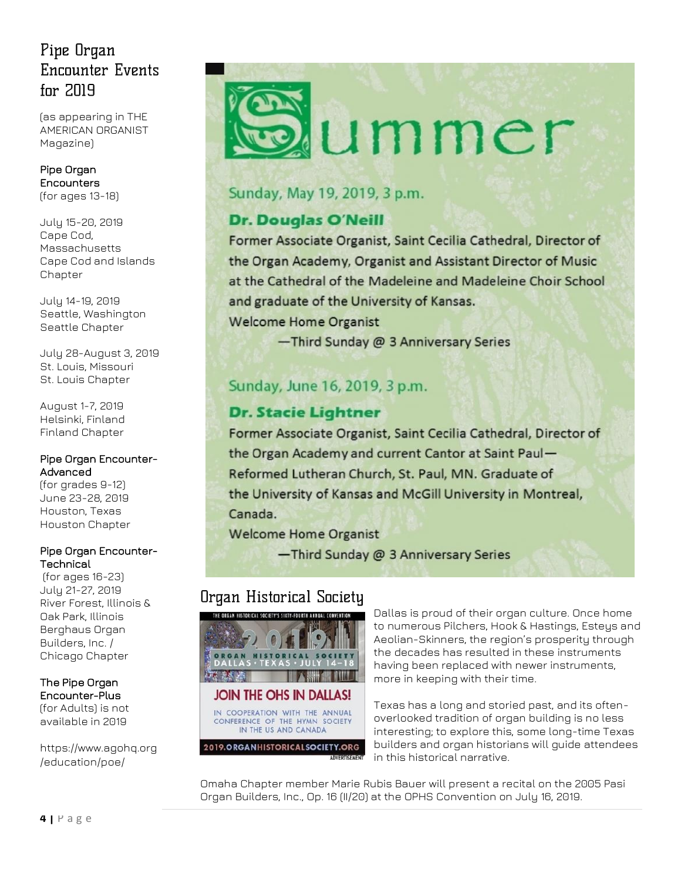## Pipe Organ Encounter Events for 2019

(as appearing in THE AMERICAN ORGANIST Magazine)

**Pipe Organ Encounters**
(for ages 13-18)

July 15-20, 2019
Cape Cod, Massachusetts
Cape Cod and Islands Chapter

July 14-19, 2019
Seattle, Washington
Seattle Chapter

July 28-August 3, 2019
St. Louis, Missouri
St. Louis Chapter

August 1-7, 2019
Helsinki, Finland
Finland Chapter

**Pipe Organ Encounter-Advanced**
(for grades 9-12)
June 23-28, 2019
Houston, Texas
Houston Chapter

**Pipe Organ Encounter-Technical**
(for ages 16-23)
July 21-27, 2019
River Forest, Illinois & Oak Park, Illinois
Berghaus Organ Builders, Inc. / Chicago Chapter

**The Pipe Organ Encounter-Plus**
(for Adults) is not available in 2019

https://www.agohq.org/education/poe/

# Summer

Sunday, May 19, 2019, 3 p.m.

**Dr. Douglas O'Neill**

Former Associate Organist, Saint Cecilia Cathedral, Director of the Organ Academy, Organist and Assistant Director of Music at the Cathedral of the Madeleine and Madeleine Choir School and graduate of the University of Kansas.

Welcome Home Organist
—Third Sunday @ 3 Anniversary Series

Sunday, June 16, 2019, 3 p.m.

**Dr. Stacie Lightner**

Former Associate Organist, Saint Cecilia Cathedral, Director of the Organ Academy and current Cantor at Saint Paul—Reformed Lutheran Church, St. Paul, MN. Graduate of the University of Kansas and McGill University in Montreal, Canada.

Welcome Home Organist
—Third Sunday @ 3 Anniversary Series

## Organ Historical Society

THE ORGAN HISTORICAL SOCIETY'S SIXTY-FOURTH ANNUAL CONVENTION
2019
ORGAN HISTORICAL SOCIETY
DALLAS · TEXAS · JULY 14–18
JOIN THE OHS IN DALLAS!
IN COOPERATION WITH THE ANNUAL CONFERENCE OF THE HYMN SOCIETY IN THE US AND CANADA
2019.ORGANHISTORICALSOCIETY.ORG
ADVERTISEMENT

Dallas is proud of their organ culture. Once home to numerous Pilchers, Hook & Hastings, Esteys and Aeolian-Skinners, the region's prosperity through the decades has resulted in these instruments having been replaced with newer instruments, more in keeping with their time.

Texas has a long and storied past, and its often-overlooked tradition of organ building is no less interesting; to explore this, some long-time Texas builders and organ historians will guide attendees in this historical narrative.

Omaha Chapter member Marie Rubis Bauer will present a recital on the 2005 Pasi Organ Builders, Inc., Op. 16 (II/20) at the OPHS Convention on July 16, 2019.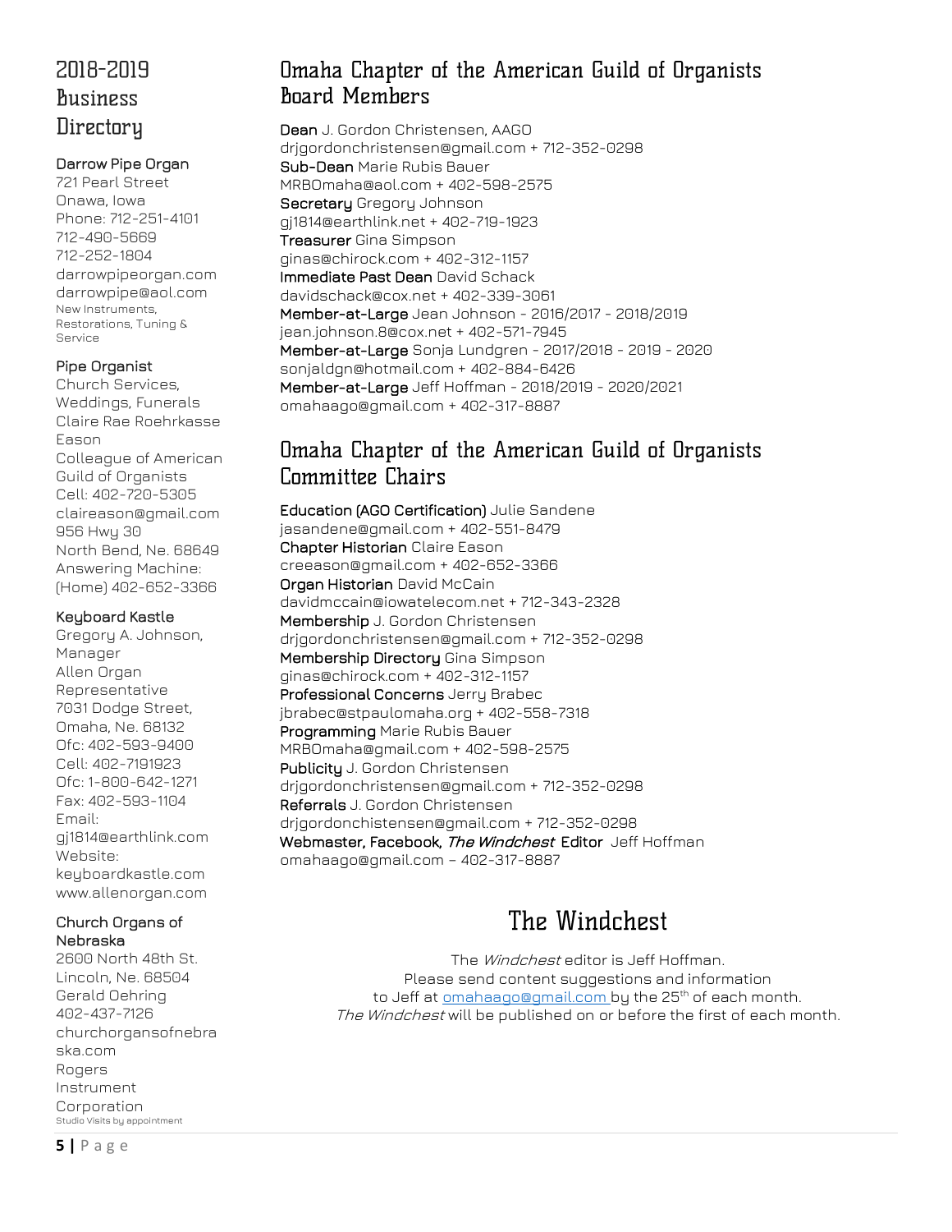## 2018-2019 Business Directory

**Darrow Pipe Organ**
721 Pearl Street
Onawa, Iowa
Phone: 712-251-4101
712-490-5669
712-252-1804
darrowpipeorgan.com
darrowpipe@aol.com
New Instruments, Restorations, Tuning & Service

**Pipe Organist**
Church Services, Weddings, Funerals
Claire Rae Roehrkasse Eason
Colleague of American Guild of Organists
Cell: 402-720-5305
claireason@gmail.com
956 Hwy 30
North Bend, Ne. 68649
Answering Machine: (Home) 402-652-3366

**Keyboard Kastle**
Gregory A. Johnson, Manager
Allen Organ Representative
7031 Dodge Street, Omaha, Ne. 68132
Ofc: 402-593-9400
Cell: 402-7191923
Ofc: 1-800-642-1271
Fax: 402-593-1104
Email: gj1814@earthlink.com
Website: keyboardkastle.com
www.allenorgan.com

**Church Organs of Nebraska**
2600 North 48th St.
Lincoln, Ne. 68504
Gerald Oehring
402-437-7126
churchorgansofnebraska.com
Rogers Instrument Corporation
Studio Visits by appointment

## Omaha Chapter of the American Guild of Organists Board Members

**Dean** J. Gordon Christensen, AAGO
drjgordonchristensen@gmail.com + 712-352-0298
**Sub-Dean** Marie Rubis Bauer
MRBOmaha@aol.com + 402-598-2575
**Secretary** Gregory Johnson
gj1814@earthlink.net + 402-719-1923
**Treasurer** Gina Simpson
ginas@chirock.com + 402-312-1157
**Immediate Past Dean** David Schack
davidschack@cox.net + 402-339-3061
**Member-at-Large** Jean Johnson - 2016/2017 - 2018/2019
jean.johnson.8@cox.net + 402-571-7945
**Member-at-Large** Sonja Lundgren - 2017/2018 - 2019 - 2020
sonjaldgn@hotmail.com + 402-884-6426
**Member-at-Large** Jeff Hoffman - 2018/2019 - 2020/2021
omahaago@gmail.com + 402-317-8887

## Omaha Chapter of the American Guild of Organists Committee Chairs

**Education (AGO Certification)** Julie Sandene
jasandene@gmail.com + 402-551-8479
**Chapter Historian** Claire Eason
creeason@gmail.com + 402-652-3366
**Organ Historian** David McCain
davidmccain@iowatelecom.net + 712-343-2328
**Membership** J. Gordon Christensen
drjgordonchristensen@gmail.com + 712-352-0298
**Membership Directory** Gina Simpson
ginas@chirock.com + 402-312-1157
**Professional Concerns** Jerry Brabec
jbrabec@stpaulomaha.org + 402-558-7318
**Programming** Marie Rubis Bauer
MRBOmaha@gmail.com + 402-598-2575
**Publicity** J. Gordon Christensen
drjgordonchristensen@gmail.com + 712-352-0298
**Referrals** J. Gordon Christensen
drjgordonchistensen@gmail.com + 712-352-0298
**Webmaster, Facebook, *The Windchest* Editor** Jeff Hoffman
omahaago@gmail.com – 402-317-8887

## The Windchest

The *Windchest* editor is Jeff Hoffman.
Please send content suggestions and information to Jeff at omahaago@gmail.com by the 25th of each month.
*The Windchest* will be published on or before the first of each month.